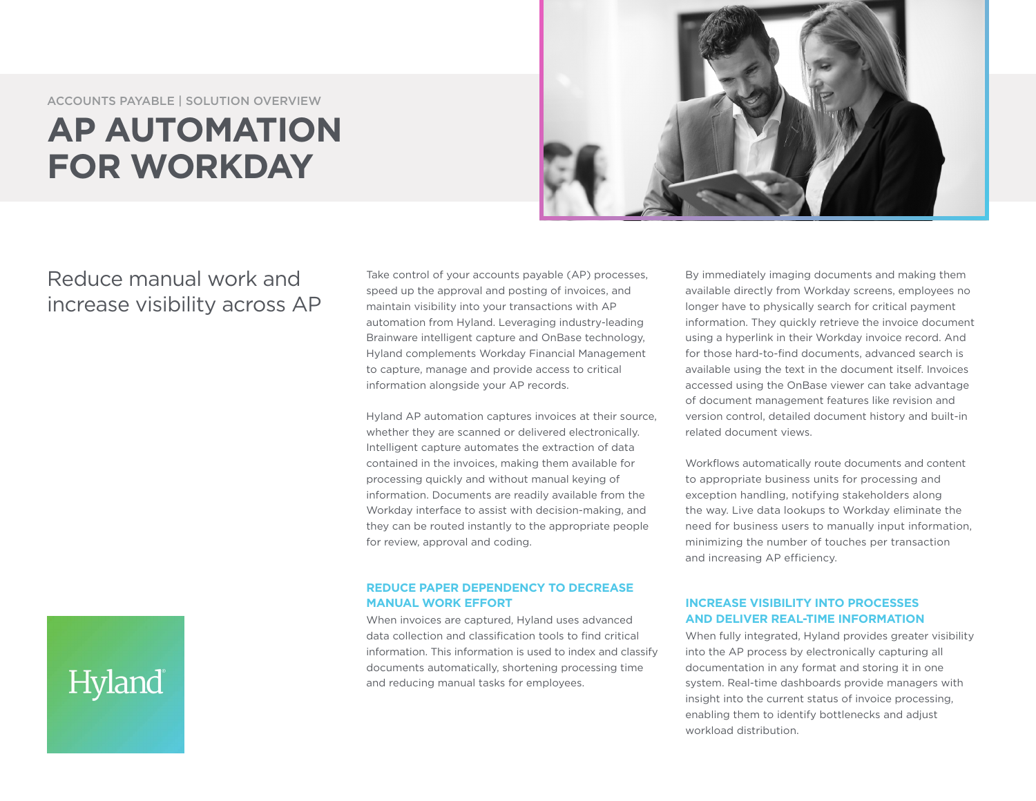ACCOUNTS PAYABLE | SOLUTION OVERVIEW

# AP AUTOMATION FOR WORKDAY

## Reduce manual work and increase visibility across AP

Take control of your accounts payable (AP) processes, speed up the approval and posting of invoices, and maintain visibility into your transactions with AP automation from Hyland. Leveraging industry-leading Brainware intelligent capture and OnBase technology, Hyland complements Workday Financial Management to capture, manage and provide access to critical information alongside your AP records.

Hyland AP automation captures invoices at their source, whether they are scanned or delivered electronically. Intelligent capture automates the extraction of data contained in the invoices, making them available for processing quickly and without manual keying of information. Documents are readily available from the Workday interface to assist with decision-making, and they can be routed instantly to the appropriate people for review, approval and coding.

### REDUCE PAPER DEPENDENCY TO DECREASE MANUAL WORK EFFORT

When invoices are captured, Hyland uses advanced data collection and classification tools to find critical information. This information is used to index and classify documents automatically, shortening processing time and reducing manual tasks for employees.

By immediately imaging documents and making them available directly from Workday screens, employees no longer have to physically search for critical payment information. They quickly retrieve the invoice document using a hyperlink in their Workday invoice record. And for those hard-to-find documents, advanced search is available using the text in the document itself. Invoices accessed using the OnBase viewer can take advantage of document management features like revision and version control, detailed document history and built-in related document views.

Workflows automatically route documents and content to appropriate business units for processing and exception handling, notifying stakeholders along the way. Live data lookups to Workday eliminate the need for business users to manually input information, minimizing the number of touches per transaction and increasing AP efficiency.

### INCREASE VISIBILITY INTO PROCESSES AND DELIVER REAL-TIME INFORMATION

When fully integrated, Hyland provides greater visibility into the AP process by electronically capturing all documentation in any format and storing it in one system. Real-time dashboards provide managers with insight into the current status of invoice processing, enabling them to identify bottlenecks and adjust workload distribution.

Hyland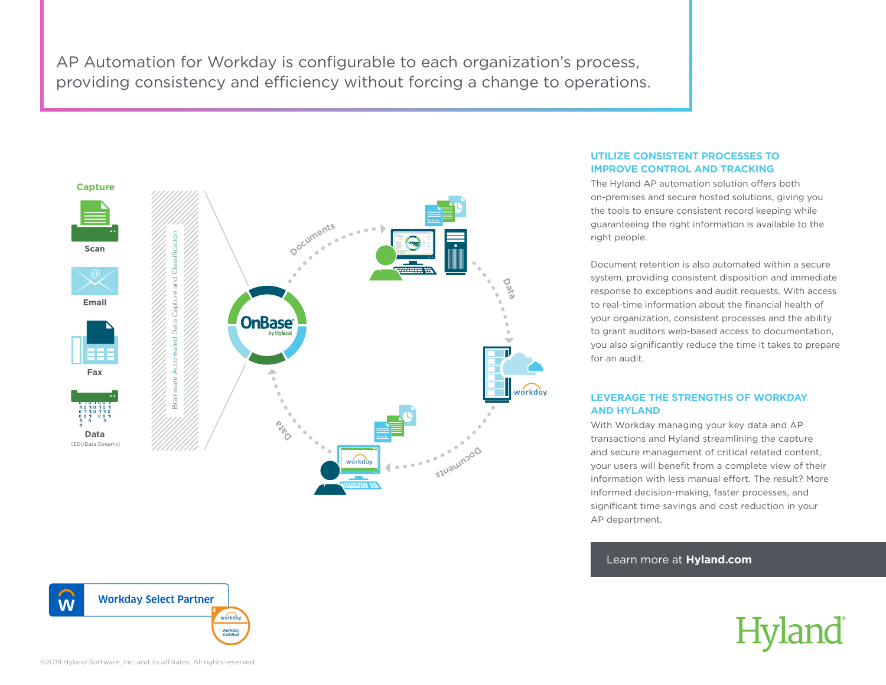AP Automation for Workday is configurable to each organization's process, providing consistency and efficiency without forcing a change to operations.

Capture

Scan

Email

Fax

Data

(EDI/Data Streams)

Brainware Automated Data Capture and Classification

OnBase by Hyland

Documents

Data

workday

Documents

Data

## UTILIZE CONSISTENT PROCESSES TO IMPROVE CONTROL AND TRACKING

The Hyland AP automation solution offers both on-premises and secure hosted solutions, giving you the tools to ensure consistent record keeping while guaranteeing the right information is available to the right people.

Document retention is also automated within a secure system, providing consistent disposition and immediate response to exceptions and audit requests. With access to real-time information about the financial health of your organization, consistent processes and the ability to grant auditors web-based access to documentation, you also significantly reduce the time it takes to prepare for an audit.

## LEVERAGE THE STRENGTHS OF WORKDAY AND HYLAND

With Workday managing your key data and AP transactions and Hyland streamlining the capture and secure management of critical related content, your users will benefit from a complete view of their information with less manual effort. The result? More informed decision-making, faster processes, and significant time savings and cost reduction in your AP department.

Learn more at **Hyland.com**

Workday Select Partner

Workday Certified

Hyland

©2019 Hyland Software, Inc. and its affiliates. All rights reserved.